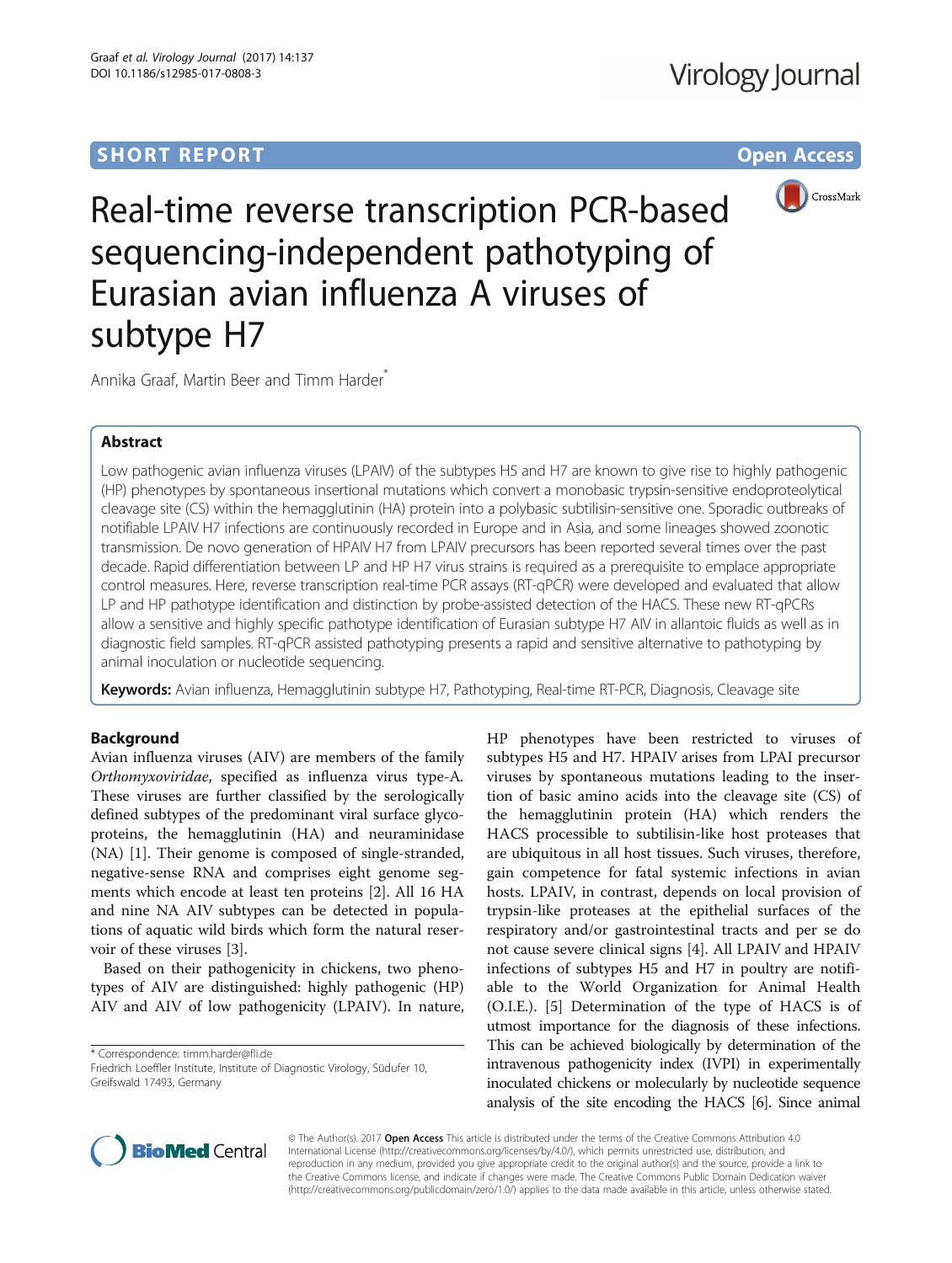SHORT REPORT

Open Access

# Real-time reverse transcription PCR-based sequencing-independent pathotyping of Eurasian avian influenza A viruses of subtype H7

Annika Graaf, Martin Beer and Timm Harder*

## Abstract

Low pathogenic avian influenza viruses (LPAIV) of the subtypes H5 and H7 are known to give rise to highly pathogenic (HP) phenotypes by spontaneous insertional mutations which convert a monobasic trypsin-sensitive endoproteolytical cleavage site (CS) within the hemagglutinin (HA) protein into a polybasic subtilisin-sensitive one. Sporadic outbreaks of notifiable LPAIV H7 infections are continuously recorded in Europe and in Asia, and some lineages showed zoonotic transmission. De novo generation of HPAIV H7 from LPAIV precursors has been reported several times over the past decade. Rapid differentiation between LP and HP H7 virus strains is required as a prerequisite to emplace appropriate control measures. Here, reverse transcription real-time PCR assays (RT-qPCR) were developed and evaluated that allow LP and HP pathotype identification and distinction by probe-assisted detection of the HACS. These new RT-qPCRs allow a sensitive and highly specific pathotype identification of Eurasian subtype H7 AIV in allantoic fluids as well as in diagnostic field samples. RT-qPCR assisted pathotyping presents a rapid and sensitive alternative to pathotyping by animal inoculation or nucleotide sequencing.

**Keywords:** Avian influenza, Hemagglutinin subtype H7, Pathotyping, Real-time RT-PCR, Diagnosis, Cleavage site

## Background

Avian influenza viruses (AIV) are members of the family *Orthomyxoviridae*, specified as influenza virus type-A. These viruses are further classified by the serologically defined subtypes of the predominant viral surface glycoproteins, the hemagglutinin (HA) and neuraminidase (NA) [1]. Their genome is composed of single-stranded, negative-sense RNA and comprises eight genome segments which encode at least ten proteins [2]. All 16 HA and nine NA AIV subtypes can be detected in populations of aquatic wild birds which form the natural reservoir of these viruses [3].

Based on their pathogenicity in chickens, two phenotypes of AIV are distinguished: highly pathogenic (HP) AIV and AIV of low pathogenicity (LPAIV). In nature, HP phenotypes have been restricted to viruses of subtypes H5 and H7. HPAIV arises from LPAI precursor viruses by spontaneous mutations leading to the insertion of basic amino acids into the cleavage site (CS) of the hemagglutinin protein (HA) which renders the HACS processible to subtilisin-like host proteases that are ubiquitous in all host tissues. Such viruses, therefore, gain competence for fatal systemic infections in avian hosts. LPAIV, in contrast, depends on local provision of trypsin-like proteases at the epithelial surfaces of the respiratory and/or gastrointestinal tracts and per se do not cause severe clinical signs [4]. All LPAIV and HPAIV infections of subtypes H5 and H7 in poultry are notifiable to the World Organization for Animal Health (O.I.E.). [5] Determination of the type of HACS is of utmost importance for the diagnosis of these infections. This can be achieved biologically by determination of the intravenous pathogenicity index (IVPI) in experimentally inoculated chickens or molecularly by nucleotide sequence analysis of the site encoding the HACS [6]. Since animal

* Correspondence: timm.harder@fli.de
Friedrich Loeffler Institute, Institute of Diagnostic Virology, Südufer 10, Greifswald 17493, Germany

© The Author(s). 2017 **Open Access** This article is distributed under the terms of the Creative Commons Attribution 4.0 International License (http://creativecommons.org/licenses/by/4.0/), which permits unrestricted use, distribution, and reproduction in any medium, provided you give appropriate credit to the original author(s) and the source, provide a link to the Creative Commons license, and indicate if changes were made. The Creative Commons Public Domain Dedication waiver (http://creativecommons.org/publicdomain/zero/1.0/) applies to the data made available in this article, unless otherwise stated.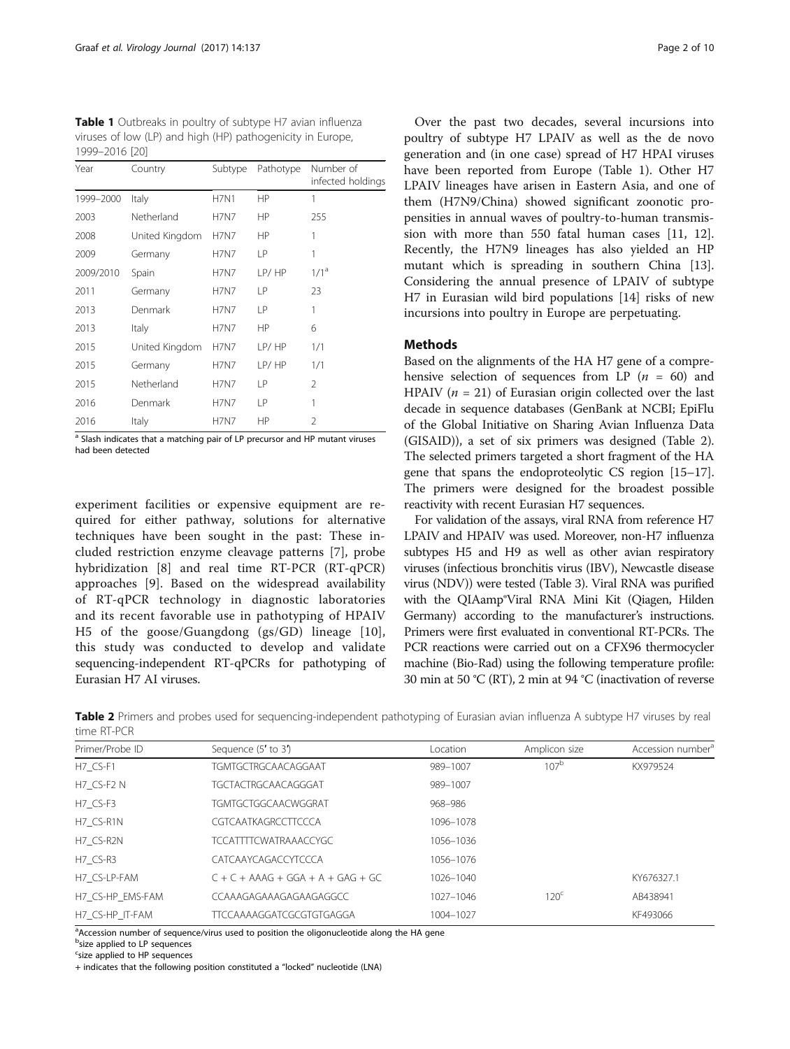**Table 1** Outbreaks in poultry of subtype H7 avian influenza viruses of low (LP) and high (HP) pathogenicity in Europe, 1999–2016 [20]

| Year | Country | Subtype | Pathotype | Number of infected holdings |
|---|---|---|---|---|
| 1999–2000 | Italy | H7N1 | HP | 1 |
| 2003 | Netherland | H7N7 | HP | 255 |
| 2008 | United Kingdom | H7N7 | HP | 1 |
| 2009 | Germany | H7N7 | LP | 1 |
| 2009/2010 | Spain | H7N7 | LP/ HP | 1/1[a] |
| 2011 | Germany | H7N7 | LP | 23 |
| 2013 | Denmark | H7N7 | LP | 1 |
| 2013 | Italy | H7N7 | HP | 6 |
| 2015 | United Kingdom | H7N7 | LP/ HP | 1/1 |
| 2015 | Germany | H7N7 | LP/ HP | 1/1 |
| 2015 | Netherland | H7N7 | LP | 2 |
| 2016 | Denmark | H7N7 | LP | 1 |
| 2016 | Italy | H7N7 | HP | 2 |

[a] Slash indicates that a matching pair of LP precursor and HP mutant viruses had been detected

experiment facilities or expensive equipment are required for either pathway, solutions for alternative techniques have been sought in the past: These included restriction enzyme cleavage patterns [7], probe hybridization [8] and real time RT-PCR (RT-qPCR) approaches [9]. Based on the widespread availability of RT-qPCR technology in diagnostic laboratories and its recent favorable use in pathotyping of HPAIV H5 of the goose/Guangdong (gs/GD) lineage [10], this study was conducted to develop and validate sequencing-independent RT-qPCRs for pathotyping of Eurasian H7 AI viruses.

Over the past two decades, several incursions into poultry of subtype H7 LPAIV as well as the de novo generation and (in one case) spread of H7 HPAI viruses have been reported from Europe (Table 1). Other H7 LPAIV lineages have arisen in Eastern Asia, and one of them (H7N9/China) showed significant zoonotic propensities in annual waves of poultry-to-human transmission with more than 550 fatal human cases [11, 12]. Recently, the H7N9 lineages has also yielded an HP mutant which is spreading in southern China [13]. Considering the annual presence of LPAIV of subtype H7 in Eurasian wild bird populations [14] risks of new incursions into poultry in Europe are perpetuating.

## Methods

Based on the alignments of the HA H7 gene of a comprehensive selection of sequences from LP ($n$ = 60) and HPAIV ($n$ = 21) of Eurasian origin collected over the last decade in sequence databases (GenBank at NCBI; EpiFlu of the Global Initiative on Sharing Avian Influenza Data (GISAID)), a set of six primers was designed (Table 2). The selected primers targeted a short fragment of the HA gene that spans the endoproteolytic CS region [15–17]. The primers were designed for the broadest possible reactivity with recent Eurasian H7 sequences.

For validation of the assays, viral RNA from reference H7 LPAIV and HPAIV was used. Moreover, non-H7 influenza subtypes H5 and H9 as well as other avian respiratory viruses (infectious bronchitis virus (IBV), Newcastle disease virus (NDV)) were tested (Table 3). Viral RNA was purified with the QIAamp®Viral RNA Mini Kit (Qiagen, Hilden Germany) according to the manufacturer's instructions. Primers were first evaluated in conventional RT-PCRs. The PCR reactions were carried out on a CFX96 thermocycler machine (Bio-Rad) using the following temperature profile: 30 min at 50 °C (RT), 2 min at 94 °C (inactivation of reverse

**Table 2** Primers and probes used for sequencing-independent pathotyping of Eurasian avian influenza A subtype H7 viruses by real time RT-PCR

| Primer/Probe ID | Sequence (5′ to 3′) | Location | Amplicon size | Accession number[a] |
|---|---|---|---|---|
| H7_CS-F1 | TGMTGCTRGCAACAGGAAT | 989–1007 | 107[b] | KX979524 |
| H7_CS-F2 N | TGCTACTRGCAACAGGGAT | 989–1007 | | |
| H7_CS-F3 | TGMTGCTGGCAACWGGRAT | 968–986 | | |
| H7_CS-R1N | CGTCAATKAGRCCTTCCCA | 1096–1078 | | |
| H7_CS-R2N | TCCATTTTCWATRAAACCYGC | 1056–1036 | | |
| H7_CS-R3 | CATCAAYCAGACCYTCCCA | 1056–1076 | | |
| H7_CS-LP-FAM | C + C + AAAG + GGA + A + GAG + GC | 1026–1040 | | KY676327.1 |
| H7_CS-HP_EMS-FAM | CCAAAGAGAAAGAGAAGAGGCC | 1027–1046 | 120[c] | AB438941 |
| H7_CS-HP_IT-FAM | TTCCAAAAGGATCGCGTGTGAGGA | 1004–1027 | | KF493066 |

[a]Accession number of sequence/virus used to position the oligonucleotide along the HA gene
[b]size applied to LP sequences
[c]size applied to HP sequences
+ indicates that the following position constituted a "locked" nucleotide (LNA)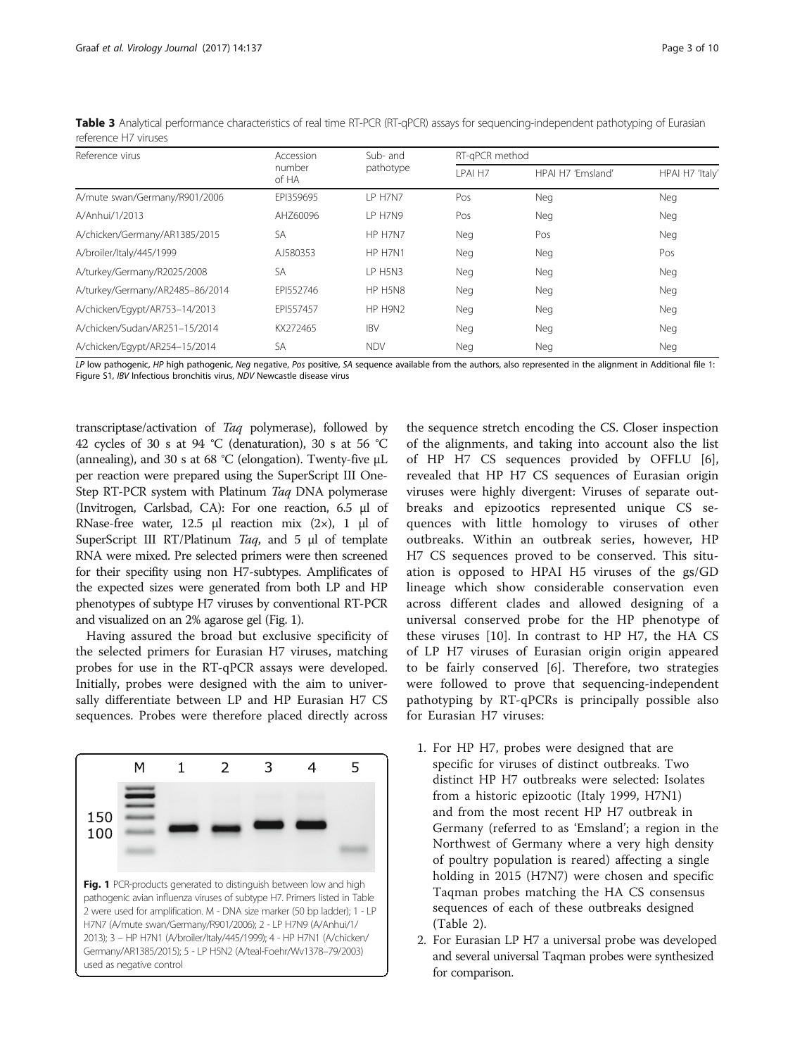**Table 3** Analytical performance characteristics of real time RT-PCR (RT-qPCR) assays for sequencing-independent pathotyping of Eurasian reference H7 viruses

| Reference virus | Accession number of HA | Sub- and pathotype | RT-qPCR method | | |
|---|---|---|---|---|---|
| | | | LPAI H7 | HPAI H7 'Emsland' | HPAI H7 'Italy' |
| A/mute swan/Germany/R901/2006 | EPI359695 | LP H7N7 | Pos | Neg | Neg |
| A/Anhui/1/2013 | AHZ60096 | LP H7N9 | Pos | Neg | Neg |
| A/chicken/Germany/AR1385/2015 | SA | HP H7N7 | Neg | Pos | Neg |
| A/broiler/Italy/445/1999 | AJ580353 | HP H7N1 | Neg | Neg | Pos |
| A/turkey/Germany/R2025/2008 | SA | LP H5N3 | Neg | Neg | Neg |
| A/turkey/Germany/AR2485–86/2014 | EPI552746 | HP H5N8 | Neg | Neg | Neg |
| A/chicken/Egypt/AR753–14/2013 | EPI557457 | HP H9N2 | Neg | Neg | Neg |
| A/chicken/Sudan/AR251–15/2014 | KX272465 | IBV | Neg | Neg | Neg |
| A/chicken/Egypt/AR254–15/2014 | SA | NDV | Neg | Neg | Neg |

*LP* low pathogenic, *HP* high pathogenic, *Neg* negative, *Pos* positive, *SA* sequence available from the authors, also represented in the alignment in Additional file 1: Figure S1, *IBV* Infectious bronchitis virus, *NDV* Newcastle disease virus

transcriptase/activation of *Taq* polymerase), followed by 42 cycles of 30 s at 94 °C (denaturation), 30 s at 56 °C (annealing), and 30 s at 68 °C (elongation). Twenty-five μL per reaction were prepared using the SuperScript III One-Step RT-PCR system with Platinum *Taq* DNA polymerase (Invitrogen, Carlsbad, CA): For one reaction, 6.5 μl of RNase-free water, 12.5 μl reaction mix (2×), 1 μl of SuperScript III RT/Platinum *Taq*, and 5 μl of template RNA were mixed. Pre selected primers were then screened for their specifity using non H7-subtypes. Amplificates of the expected sizes were generated from both LP and HP phenotypes of subtype H7 viruses by conventional RT-PCR and visualized on an 2% agarose gel (Fig. 1).

Having assured the broad but exclusive specificity of the selected primers for Eurasian H7 viruses, matching probes for use in the RT-qPCR assays were developed. Initially, probes were designed with the aim to universally differentiate between LP and HP Eurasian H7 CS sequences. Probes were therefore placed directly across the sequence stretch encoding the CS. Closer inspection of the alignments, and taking into account also the list of HP H7 CS sequences provided by OFFLU [6], revealed that HP H7 CS sequences of Eurasian origin viruses were highly divergent: Viruses of separate outbreaks and epizootics represented unique CS sequences with little homology to viruses of other outbreaks. Within an outbreak series, however, HP H7 CS sequences proved to be conserved. This situation is opposed to HPAI H5 viruses of the gs/GD lineage which show considerable conservation even across different clades and allowed designing of a universal conserved probe for the HP phenotype of these viruses [10]. In contrast to HP H7, the HA CS of LP H7 viruses of Eurasian origin origin appeared to be fairly conserved [6]. Therefore, two strategies were followed to prove that sequencing-independent pathotyping by RT-qPCRs is principally possible also for Eurasian H7 viruses:

1. For HP H7, probes were designed that are specific for viruses of distinct outbreaks. Two distinct HP H7 outbreaks were selected: Isolates from a historic epizootic (Italy 1999, H7N1) and from the most recent HP H7 outbreak in Germany (referred to as 'Emsland'; a region in the Northwest of Germany where a very high density of poultry population is reared) affecting a single holding in 2015 (H7N7) were chosen and specific Taqman probes matching the HA CS consensus sequences of each of these outbreaks designed (Table 2).
2. For Eurasian LP H7 a universal probe was developed and several universal Taqman probes were synthesized for comparison.

**Fig. 1** PCR-products generated to distinguish between low and high pathogenic avian influenza viruses of subtype H7. Primers listed in Table 2 were used for amplification. M - DNA size marker (50 bp ladder); 1 - LP H7N7 (A/mute swan/Germany/R901/2006); 2 - LP H7N9 (A/Anhui/1/2013); 3 – HP H7N1 (A/broiler/Italy/445/1999); 4 - HP H7N1 (A/chicken/Germany/AR1385/2015); 5 - LP H5N2 (A/teal-Foehr/Wv1378–79/2003) used as negative control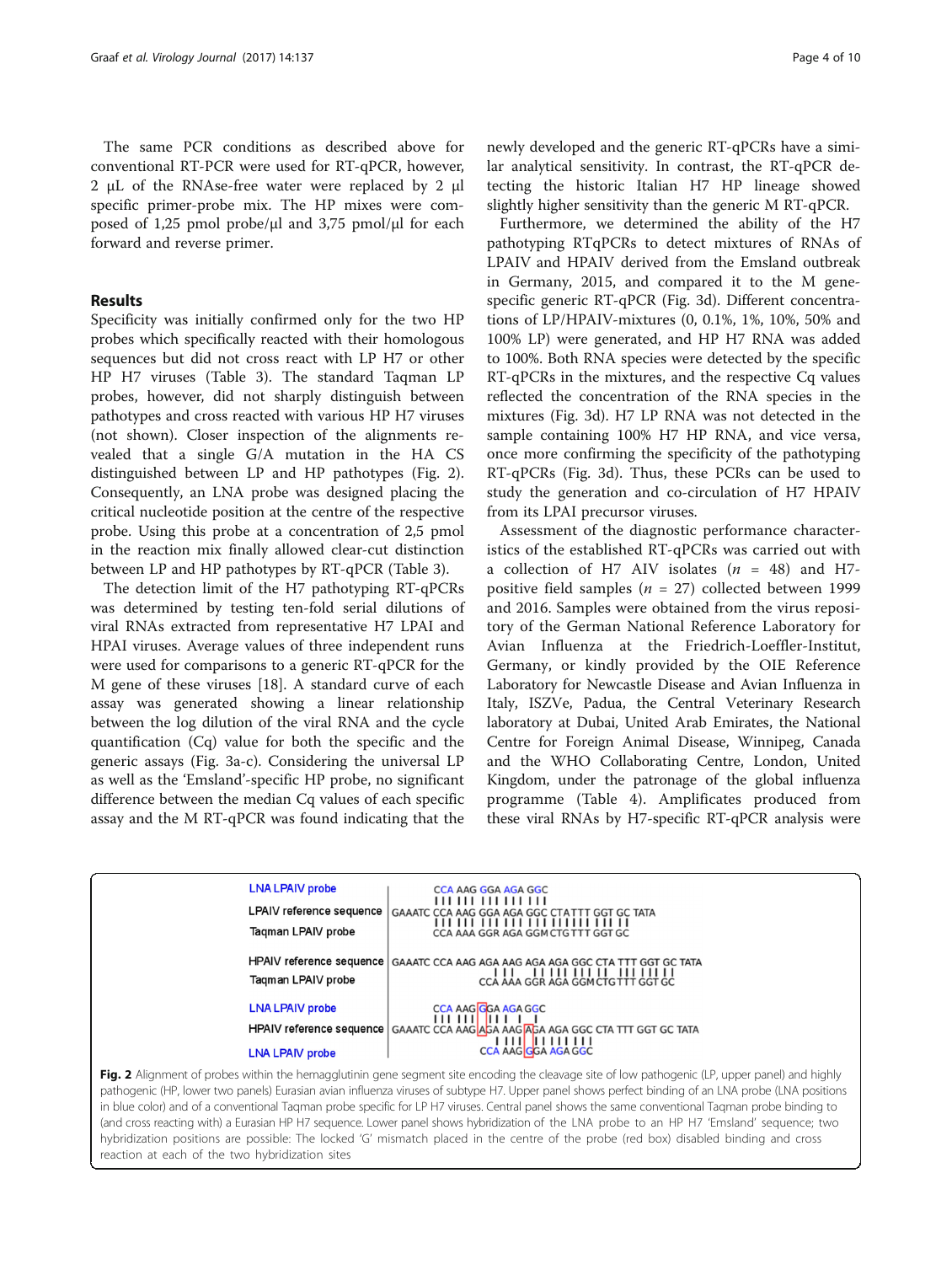The same PCR conditions as described above for conventional RT-PCR were used for RT-qPCR, however, 2 μL of the RNAse-free water were replaced by 2 μl specific primer-probe mix. The HP mixes were composed of 1,25 pmol probe/μl and 3,75 pmol/μl for each forward and reverse primer.

## Results

Specificity was initially confirmed only for the two HP probes which specifically reacted with their homologous sequences but did not cross react with LP H7 or other HP H7 viruses (Table 3). The standard Taqman LP probes, however, did not sharply distinguish between pathotypes and cross reacted with various HP H7 viruses (not shown). Closer inspection of the alignments revealed that a single G/A mutation in the HA CS distinguished between LP and HP pathotypes (Fig. 2). Consequently, an LNA probe was designed placing the critical nucleotide position at the centre of the respective probe. Using this probe at a concentration of 2,5 pmol in the reaction mix finally allowed clear-cut distinction between LP and HP pathotypes by RT-qPCR (Table 3).

The detection limit of the H7 pathotyping RT-qPCRs was determined by testing ten-fold serial dilutions of viral RNAs extracted from representative H7 LPAI and HPAI viruses. Average values of three independent runs were used for comparisons to a generic RT-qPCR for the M gene of these viruses [18]. A standard curve of each assay was generated showing a linear relationship between the log dilution of the viral RNA and the cycle quantification (Cq) value for both the specific and the generic assays (Fig. 3a-c). Considering the universal LP as well as the 'Emsland'-specific HP probe, no significant difference between the median Cq values of each specific assay and the M RT-qPCR was found indicating that the newly developed and the generic RT-qPCRs have a similar analytical sensitivity. In contrast, the RT-qPCR detecting the historic Italian H7 HP lineage showed slightly higher sensitivity than the generic M RT-qPCR.

Furthermore, we determined the ability of the H7 pathotyping RTqPCRs to detect mixtures of RNAs of LPAIV and HPAIV derived from the Emsland outbreak in Germany, 2015, and compared it to the M gene-specific generic RT-qPCR (Fig. 3d). Different concentrations of LP/HPAIV-mixtures (0, 0.1%, 1%, 10%, 50% and 100% LP) were generated, and HP H7 RNA was added to 100%. Both RNA species were detected by the specific RT-qPCRs in the mixtures, and the respective Cq values reflected the concentration of the RNA species in the mixtures (Fig. 3d). H7 LP RNA was not detected in the sample containing 100% H7 HP RNA, and vice versa, once more confirming the specificity of the pathotyping RT-qPCRs (Fig. 3d). Thus, these PCRs can be used to study the generation and co-circulation of H7 HPAIV from its LPAI precursor viruses.

Assessment of the diagnostic performance characteristics of the established RT-qPCRs was carried out with a collection of H7 AIV isolates ($n$ = 48) and H7-positive field samples ($n$ = 27) collected between 1999 and 2016. Samples were obtained from the virus repository of the German National Reference Laboratory for Avian Influenza at the Friedrich-Loeffler-Institut, Germany, or kindly provided by the OIE Reference Laboratory for Newcastle Disease and Avian Influenza in Italy, ISZVe, Padua, the Central Veterinary Research laboratory at Dubai, United Arab Emirates, the National Centre for Foreign Animal Disease, Winnipeg, Canada and the WHO Collaborating Centre, London, United Kingdom, under the patronage of the global influenza programme (Table 4). Amplificates produced from these viral RNAs by H7-specific RT-qPCR analysis were

```
LNA LPAIV probe            CCA AAG GGA AGA GGC
LPAIV reference sequence   GAAATC CCA AAG GGA AGA GGC CTATTT GGT GC TATA
Taqman LPAIV probe         CCA AAA GGR AGA GGM CTGTTT GGT GC

HPAIV reference sequence   GAAATC CCA AAG AGA AAG AGA AGA GGC CTA TTT GGT GC TATA
Taqman LPAIV probe         CCA AAA GGR AGA GGM CTGTTT GGT GC

LNA LPAIV probe            CCA AAG GGA AGA GGC
HPAIV reference sequence   GAAATC CCA AAG AGA AAG AGA AGA GGC CTA TTT GGT GC TATA
LNA LPAIV probe            CCA AAG GGA AGA GGC
```

**Fig. 2** Alignment of probes within the hemagglutinin gene segment site encoding the cleavage site of low pathogenic (LP, upper panel) and highly pathogenic (HP, lower two panels) Eurasian avian influenza viruses of subtype H7. Upper panel shows perfect binding of an LNA probe (LNA positions in blue color) and of a conventional Taqman probe specific for LP H7 viruses. Central panel shows the same conventional Taqman probe binding to (and cross reacting with) a Eurasian HP H7 sequence. Lower panel shows hybridization of the LNA probe to an HP H7 'Emsland' sequence; two hybridization positions are possible: The locked 'G' mismatch placed in the centre of the probe (red box) disabled binding and cross reaction at each of the two hybridization sites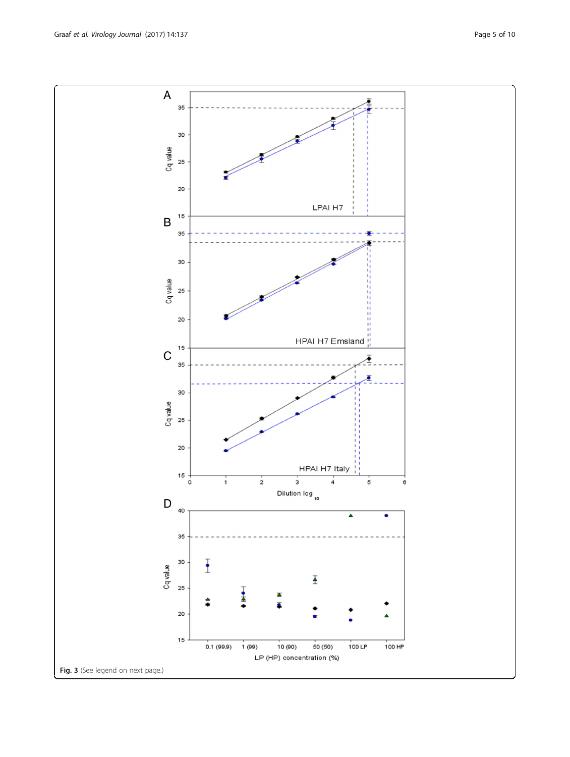**Fig. 3** (See legend on next page.)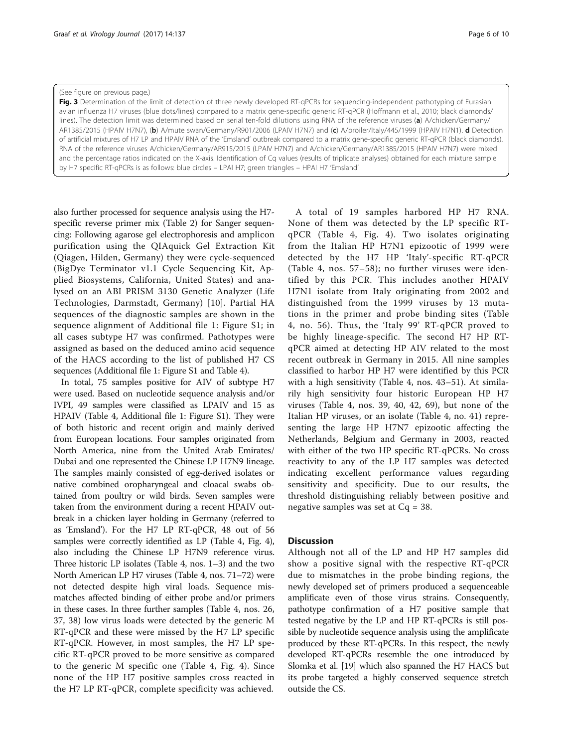(See figure on previous page.)

**Fig. 3** Determination of the limit of detection of three newly developed RT-qPCRs for sequencing-independent pathotyping of Eurasian avian influenza H7 viruses (blue dots/lines) compared to a matrix gene-specific generic RT-qPCR (Hoffmann et al., 2010; black diamonds/lines). The detection limit was determined based on serial ten-fold dilutions using RNA of the reference viruses (**a**) A/chicken/Germany/AR1385/2015 (HPAIV H7N7), (**b**) A/mute swan/Germany/R901/2006 (LPAIV H7N7) and (**c**) A/broiler/Italy/445/1999 (HPAIV H7N1). **d** Detection of artificial mixtures of H7 LP and HPAIV RNA of the 'Emsland' outbreak compared to a matrix gene-specific generic RT-qPCR (black diamonds). RNA of the reference viruses A/chicken/Germany/AR915/2015 (LPAIV H7N7) and A/chicken/Germany/AR1385/2015 (HPAIV H7N7) were mixed and the percentage ratios indicated on the X-axis. Identification of Cq values (results of triplicate analyses) obtained for each mixture sample by H7 specific RT-qPCRs is as follows: blue circles – LPAI H7; green triangles – HPAI H7 'Emsland'

also further processed for sequence analysis using the H7-specific reverse primer mix (Table 2) for Sanger sequencing: Following agarose gel electrophoresis and amplicon purification using the QIAquick Gel Extraction Kit (Qiagen, Hilden, Germany) they were cycle-sequenced (BigDye Terminator v1.1 Cycle Sequencing Kit, Applied Biosystems, California, United States) and analysed on an ABI PRISM 3130 Genetic Analyzer (Life Technologies, Darmstadt, Germany) [10]. Partial HA sequences of the diagnostic samples are shown in the sequence alignment of Additional file 1: Figure S1; in all cases subtype H7 was confirmed. Pathotypes were assigned as based on the deduced amino acid sequence of the HACS according to the list of published H7 CS sequences (Additional file 1: Figure S1 and Table 4).

In total, 75 samples positive for AIV of subtype H7 were used. Based on nucleotide sequence analysis and/or IVPI, 49 samples were classified as LPAIV and 15 as HPAIV (Table 4, Additional file 1: Figure S1). They were of both historic and recent origin and mainly derived from European locations. Four samples originated from North America, nine from the United Arab Emirates/Dubai and one represented the Chinese LP H7N9 lineage. The samples mainly consisted of egg-derived isolates or native combined oropharyngeal and cloacal swabs obtained from poultry or wild birds. Seven samples were taken from the environment during a recent HPAIV outbreak in a chicken layer holding in Germany (referred to as 'Emsland'). For the H7 LP RT-qPCR, 48 out of 56 samples were correctly identified as LP (Table 4, Fig. 4), also including the Chinese LP H7N9 reference virus. Three historic LP isolates (Table 4, nos. 1–3) and the two North American LP H7 viruses (Table 4, nos. 71–72) were not detected despite high viral loads. Sequence mismatches affected binding of either probe and/or primers in these cases. In three further samples (Table 4, nos. 26, 37, 38) low virus loads were detected by the generic M RT-qPCR and these were missed by the H7 LP specific RT-qPCR. However, in most samples, the H7 LP specific RT-qPCR proved to be more sensitive as compared to the generic M specific one (Table 4, Fig. 4). Since none of the HP H7 positive samples cross reacted in the H7 LP RT-qPCR, complete specificity was achieved.

A total of 19 samples harbored HP H7 RNA. None of them was detected by the LP specific RT-qPCR (Table 4, Fig. 4). Two isolates originating from the Italian HP H7N1 epizootic of 1999 were detected by the H7 HP 'Italy'-specific RT-qPCR (Table 4, nos. 57–58); no further viruses were identified by this PCR. This includes another HPAIV H7N1 isolate from Italy originating from 2002 and distinguished from the 1999 viruses by 13 mutations in the primer and probe binding sites (Table 4, no. 56). Thus, the 'Italy 99' RT-qPCR proved to be highly lineage-specific. The second H7 HP RT-qPCR aimed at detecting HP AIV related to the most recent outbreak in Germany in 2015. All nine samples classified to harbor HP H7 were identified by this PCR with a high sensitivity (Table 4, nos. 43–51). At similarily high sensitivity four historic European HP H7 viruses (Table 4, nos. 39, 40, 42, 69), but none of the Italian HP viruses, or an isolate (Table 4, no. 41) representing the large HP H7N7 epizootic affecting the Netherlands, Belgium and Germany in 2003, reacted with either of the two HP specific RT-qPCRs. No cross reactivity to any of the LP H7 samples was detected indicating excellent performance values regarding sensitivity and specificity. Due to our results, the threshold distinguishing reliably between positive and negative samples was set at Cq = 38.

## Discussion

Although not all of the LP and HP H7 samples did show a positive signal with the respective RT-qPCR due to mismatches in the probe binding regions, the newly developed set of primers produced a sequenceable amplificate even of those virus strains. Consequently, pathotype confirmation of a H7 positive sample that tested negative by the LP and HP RT-qPCRs is still possible by nucleotide sequence analysis using the amplificate produced by these RT-qPCRs. In this respect, the newly developed RT-qPCRs resemble the one introduced by Slomka et al. [19] which also spanned the H7 HACS but its probe targeted a highly conserved sequence stretch outside the CS.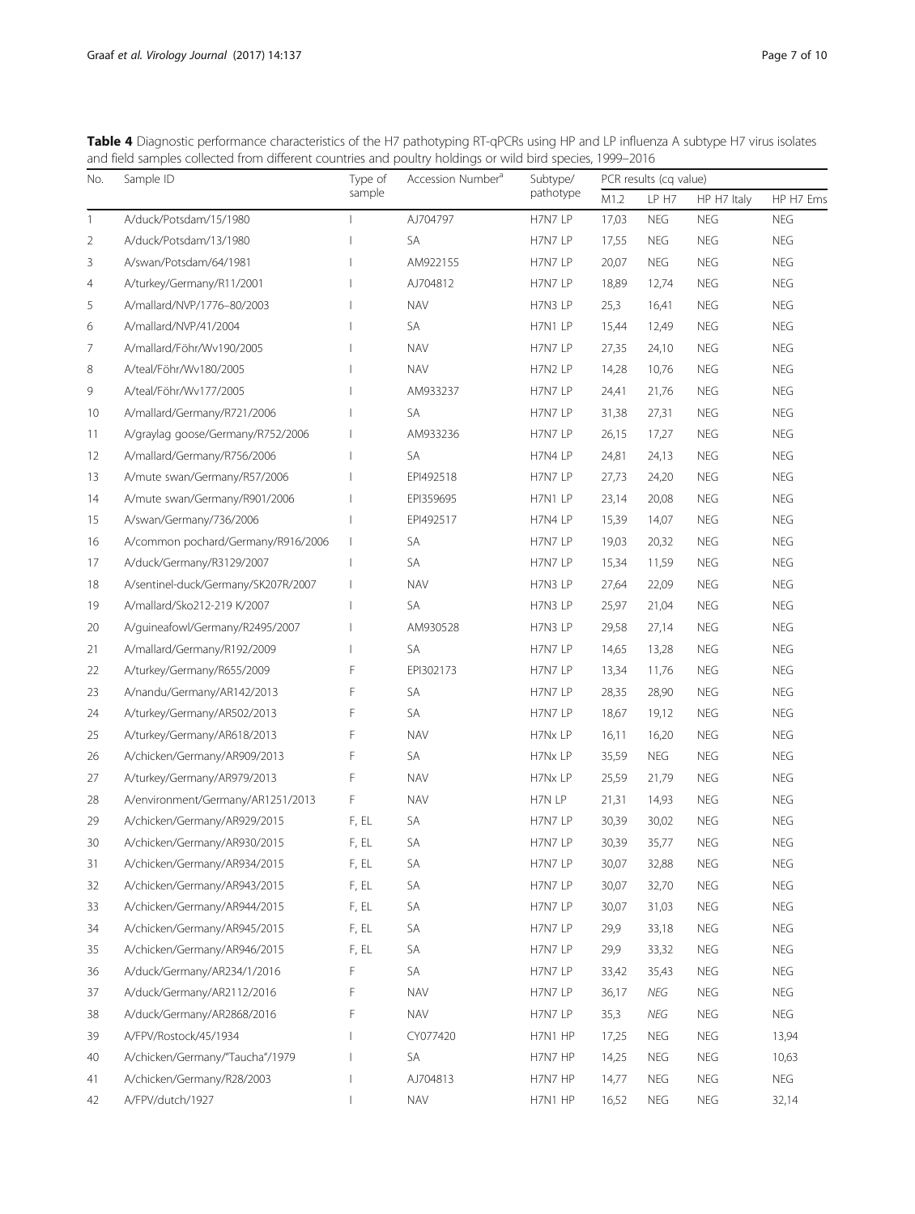**Table 4** Diagnostic performance characteristics of the H7 pathotyping RT-qPCRs using HP and LP influenza A subtype H7 virus isolates and field samples collected from different countries and poultry holdings or wild bird species, 1999–2016

| No. | Sample ID | Type of sample | Accession Number[a] | Subtype/ pathotype | PCR results (cq value) | | | |
|---|---|---|---|---|---|---|---|---|
| | | | | | M1.2 | LP H7 | HP H7 Italy | HP H7 Ems |
| 1 | A/duck/Potsdam/15/1980 | I | AJ704797 | H7N7 LP | 17,03 | NEG | NEG | NEG |
| 2 | A/duck/Potsdam/13/1980 | I | SA | H7N7 LP | 17,55 | NEG | NEG | NEG |
| 3 | A/swan/Potsdam/64/1981 | I | AM922155 | H7N7 LP | 20,07 | NEG | NEG | NEG |
| 4 | A/turkey/Germany/R11/2001 | I | AJ704812 | H7N7 LP | 18,89 | 12,74 | NEG | NEG |
| 5 | A/mallard/NVP/1776–80/2003 | I | NAV | H7N3 LP | 25,3 | 16,41 | NEG | NEG |
| 6 | A/mallard/NVP/41/2004 | I | SA | H7N1 LP | 15,44 | 12,49 | NEG | NEG |
| 7 | A/mallard/Föhr/Wv190/2005 | I | NAV | H7N7 LP | 27,35 | 24,10 | NEG | NEG |
| 8 | A/teal/Föhr/Wv180/2005 | I | NAV | H7N2 LP | 14,28 | 10,76 | NEG | NEG |
| 9 | A/teal/Föhr/Wv177/2005 | I | AM933237 | H7N7 LP | 24,41 | 21,76 | NEG | NEG |
| 10 | A/mallard/Germany/R721/2006 | I | SA | H7N7 LP | 31,38 | 27,31 | NEG | NEG |
| 11 | A/graylag goose/Germany/R752/2006 | I | AM933236 | H7N7 LP | 26,15 | 17,27 | NEG | NEG |
| 12 | A/mallard/Germany/R756/2006 | I | SA | H7N4 LP | 24,81 | 24,13 | NEG | NEG |
| 13 | A/mute swan/Germany/R57/2006 | I | EPI492518 | H7N7 LP | 27,73 | 24,20 | NEG | NEG |
| 14 | A/mute swan/Germany/R901/2006 | I | EPI359695 | H7N1 LP | 23,14 | 20,08 | NEG | NEG |
| 15 | A/swan/Germany/736/2006 | I | EPI492517 | H7N4 LP | 15,39 | 14,07 | NEG | NEG |
| 16 | A/common pochard/Germany/R916/2006 | I | SA | H7N7 LP | 19,03 | 20,32 | NEG | NEG |
| 17 | A/duck/Germany/R3129/2007 | I | SA | H7N7 LP | 15,34 | 11,59 | NEG | NEG |
| 18 | A/sentinel-duck/Germany/SK207R/2007 | I | NAV | H7N3 LP | 27,64 | 22,09 | NEG | NEG |
| 19 | A/mallard/Sko212-219 K/2007 | I | SA | H7N3 LP | 25,97 | 21,04 | NEG | NEG |
| 20 | A/guineafowl/Germany/R2495/2007 | I | AM930528 | H7N3 LP | 29,58 | 27,14 | NEG | NEG |
| 21 | A/mallard/Germany/R192/2009 | I | SA | H7N7 LP | 14,65 | 13,28 | NEG | NEG |
| 22 | A/turkey/Germany/R655/2009 | F | EPI302173 | H7N7 LP | 13,34 | 11,76 | NEG | NEG |
| 23 | A/nandu/Germany/AR142/2013 | F | SA | H7N7 LP | 28,35 | 28,90 | NEG | NEG |
| 24 | A/turkey/Germany/AR502/2013 | F | SA | H7N7 LP | 18,67 | 19,12 | NEG | NEG |
| 25 | A/turkey/Germany/AR618/2013 | F | NAV | H7Nx LP | 16,11 | 16,20 | NEG | NEG |
| 26 | A/chicken/Germany/AR909/2013 | F | SA | H7Nx LP | 35,59 | NEG | NEG | NEG |
| 27 | A/turkey/Germany/AR979/2013 | F | NAV | H7Nx LP | 25,59 | 21,79 | NEG | NEG |
| 28 | A/environment/Germany/AR1251/2013 | F | NAV | H7N LP | 21,31 | 14,93 | NEG | NEG |
| 29 | A/chicken/Germany/AR929/2015 | F, EL | SA | H7N7 LP | 30,39 | 30,02 | NEG | NEG |
| 30 | A/chicken/Germany/AR930/2015 | F, EL | SA | H7N7 LP | 30,39 | 35,77 | NEG | NEG |
| 31 | A/chicken/Germany/AR934/2015 | F, EL | SA | H7N7 LP | 30,07 | 32,88 | NEG | NEG |
| 32 | A/chicken/Germany/AR943/2015 | F, EL | SA | H7N7 LP | 30,07 | 32,70 | NEG | NEG |
| 33 | A/chicken/Germany/AR944/2015 | F, EL | SA | H7N7 LP | 30,07 | 31,03 | NEG | NEG |
| 34 | A/chicken/Germany/AR945/2015 | F, EL | SA | H7N7 LP | 29,9 | 33,18 | NEG | NEG |
| 35 | A/chicken/Germany/AR946/2015 | F, EL | SA | H7N7 LP | 29,9 | 33,32 | NEG | NEG |
| 36 | A/duck/Germany/AR234/1/2016 | F | SA | H7N7 LP | 33,42 | 35,43 | NEG | NEG |
| 37 | A/duck/Germany/AR2112/2016 | F | NAV | H7N7 LP | 36,17 | *NEG* | NEG | NEG |
| 38 | A/duck/Germany/AR2868/2016 | F | NAV | H7N7 LP | 35,3 | *NEG* | NEG | NEG |
| 39 | A/FPV/Rostock/45/1934 | I | CY077420 | H7N1 HP | 17,25 | NEG | NEG | 13,94 |
| 40 | A/chicken/Germany/"Taucha"/1979 | I | SA | H7N7 HP | 14,25 | NEG | NEG | 10,63 |
| 41 | A/chicken/Germany/R28/2003 | I | AJ704813 | H7N7 HP | 14,77 | NEG | NEG | NEG |
| 42 | A/FPV/dutch/1927 | I | NAV | H7N1 HP | 16,52 | NEG | NEG | 32,14 |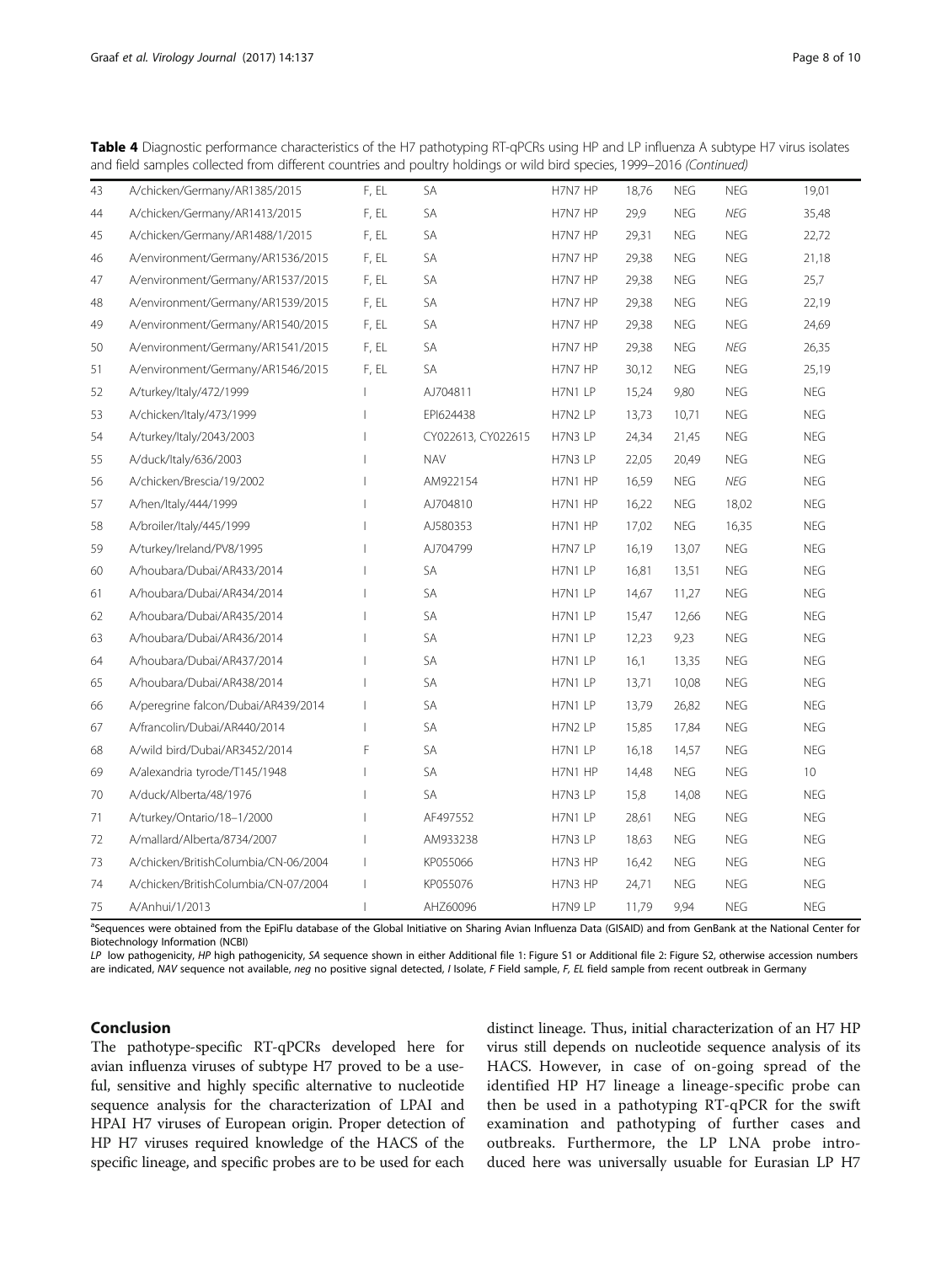**Table 4** Diagnostic performance characteristics of the H7 pathotyping RT-qPCRs using HP and LP influenza A subtype H7 virus isolates and field samples collected from different countries and poultry holdings or wild bird species, 1999–2016 *(Continued)*

| | | | | | | | | |
|---|---|---|---|---|---|---|---|---|
| 43 | A/chicken/Germany/AR1385/2015 | F, EL | SA | H7N7 HP | 18,76 | NEG | NEG | 19,01 |
| 44 | A/chicken/Germany/AR1413/2015 | F, EL | SA | H7N7 HP | 29,9 | NEG | *NEG* | 35,48 |
| 45 | A/chicken/Germany/AR1488/1/2015 | F, EL | SA | H7N7 HP | 29,31 | NEG | NEG | 22,72 |
| 46 | A/environment/Germany/AR1536/2015 | F, EL | SA | H7N7 HP | 29,38 | NEG | NEG | 21,18 |
| 47 | A/environment/Germany/AR1537/2015 | F, EL | SA | H7N7 HP | 29,38 | NEG | NEG | 25,7 |
| 48 | A/environment/Germany/AR1539/2015 | F, EL | SA | H7N7 HP | 29,38 | NEG | NEG | 22,19 |
| 49 | A/environment/Germany/AR1540/2015 | F, EL | SA | H7N7 HP | 29,38 | NEG | NEG | 24,69 |
| 50 | A/environment/Germany/AR1541/2015 | F, EL | SA | H7N7 HP | 29,38 | NEG | *NEG* | 26,35 |
| 51 | A/environment/Germany/AR1546/2015 | F, EL | SA | H7N7 HP | 30,12 | NEG | NEG | 25,19 |
| 52 | A/turkey/Italy/472/1999 | I | AJ704811 | H7N1 LP | 15,24 | 9,80 | NEG | NEG |
| 53 | A/chicken/Italy/473/1999 | I | EPI624438 | H7N2 LP | 13,73 | 10,71 | NEG | NEG |
| 54 | A/turkey/Italy/2043/2003 | I | CY022613, CY022615 | H7N3 LP | 24,34 | 21,45 | NEG | NEG |
| 55 | A/duck/Italy/636/2003 | I | NAV | H7N3 LP | 22,05 | 20,49 | NEG | NEG |
| 56 | A/chicken/Brescia/19/2002 | I | AM922154 | H7N1 HP | 16,59 | NEG | *NEG* | NEG |
| 57 | A/hen/Italy/444/1999 | I | AJ704810 | H7N1 HP | 16,22 | NEG | 18,02 | NEG |
| 58 | A/broiler/Italy/445/1999 | I | AJ580353 | H7N1 HP | 17,02 | NEG | 16,35 | NEG |
| 59 | A/turkey/Ireland/PV8/1995 | I | AJ704799 | H7N7 LP | 16,19 | 13,07 | NEG | NEG |
| 60 | A/houbara/Dubai/AR433/2014 | I | SA | H7N1 LP | 16,81 | 13,51 | NEG | NEG |
| 61 | A/houbara/Dubai/AR434/2014 | I | SA | H7N1 LP | 14,67 | 11,27 | NEG | NEG |
| 62 | A/houbara/Dubai/AR435/2014 | I | SA | H7N1 LP | 15,47 | 12,66 | NEG | NEG |
| 63 | A/houbara/Dubai/AR436/2014 | I | SA | H7N1 LP | 12,23 | 9,23 | NEG | NEG |
| 64 | A/houbara/Dubai/AR437/2014 | I | SA | H7N1 LP | 16,1 | 13,35 | NEG | NEG |
| 65 | A/houbara/Dubai/AR438/2014 | I | SA | H7N1 LP | 13,71 | 10,08 | NEG | NEG |
| 66 | A/peregrine falcon/Dubai/AR439/2014 | I | SA | H7N1 LP | 13,79 | 26,82 | NEG | NEG |
| 67 | A/francolin/Dubai/AR440/2014 | I | SA | H7N2 LP | 15,85 | 17,84 | NEG | NEG |
| 68 | A/wild bird/Dubai/AR3452/2014 | F | SA | H7N1 LP | 16,18 | 14,57 | NEG | NEG |
| 69 | A/alexandria tyrode/T145/1948 | I | SA | H7N1 HP | 14,48 | NEG | NEG | 10 |
| 70 | A/duck/Alberta/48/1976 | I | SA | H7N3 LP | 15,8 | 14,08 | NEG | NEG |
| 71 | A/turkey/Ontario/18–1/2000 | I | AF497552 | H7N1 LP | 28,61 | NEG | NEG | NEG |
| 72 | A/mallard/Alberta/8734/2007 | I | AM933238 | H7N3 LP | 18,63 | NEG | NEG | NEG |
| 73 | A/chicken/BritishColumbia/CN-06/2004 | I | KP055066 | H7N3 HP | 16,42 | NEG | NEG | NEG |
| 74 | A/chicken/BritishColumbia/CN-07/2004 | I | KP055076 | H7N3 HP | 24,71 | NEG | NEG | NEG |
| 75 | A/Anhui/1/2013 | I | AHZ60096 | H7N9 LP | 11,79 | 9,94 | NEG | NEG |

[a]Sequences were obtained from the EpiFlu database of the Global Initiative on Sharing Avian Influenza Data (GISAID) and from GenBank at the National Center for Biotechnology Information (NCBI)

*LP* low pathogenicity, *HP* high pathogenicity, *SA* sequence shown in either Additional file 1: Figure S1 or Additional file 2: Figure S2, otherwise accession numbers are indicated, *NAV* sequence not available, *neg* no positive signal detected, *I* Isolate, *F* Field sample, *F, EL* field sample from recent outbreak in Germany

## Conclusion

The pathotype-specific RT-qPCRs developed here for avian influenza viruses of subtype H7 proved to be a useful, sensitive and highly specific alternative to nucleotide sequence analysis for the characterization of LPAI and HPAI H7 viruses of European origin. Proper detection of HP H7 viruses required knowledge of the HACS of the specific lineage, and specific probes are to be used for each distinct lineage. Thus, initial characterization of an H7 HP virus still depends on nucleotide sequence analysis of its HACS. However, in case of on-going spread of the identified HP H7 lineage a lineage-specific probe can then be used in a pathotyping RT-qPCR for the swift examination and pathotyping of further cases and outbreaks. Furthermore, the LP LNA probe introduced here was universally usuable for Eurasian LP H7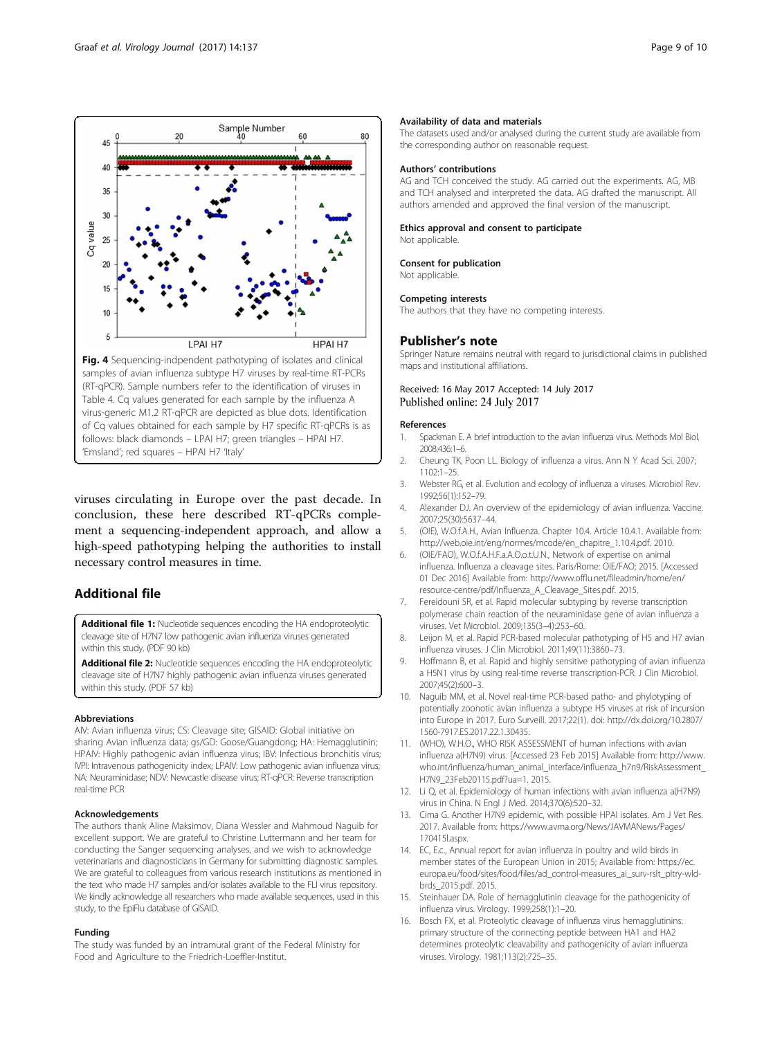Fig. 4 Sequencing-indpendent pathotyping of isolates and clinical samples of avian influenza subtype H7 viruses by real-time RT-PCRs (RT-qPCR). Sample numbers refer to the identification of viruses in Table 4. Cq values generated for each sample by the influenza A virus-generic M1.2 RT-qPCR are depicted as blue dots. Identification of Cq values obtained for each sample by H7 specific RT-qPCRs is as follows: black diamonds – LPAI H7; green triangles – HPAI H7. 'Emsland'; red squares – HPAI H7 'Italy'

viruses circulating in Europe over the past decade. In conclusion, these here described RT-qPCRs complement a sequencing-independent approach, and allow a high-speed pathotyping helping the authorities to install necessary control measures in time.

## Additional file

**Additional file 1:** Nucleotide sequences encoding the HA endoproteolytic cleavage site of H7N7 low pathogenic avian influenza viruses generated within this study. (PDF 90 kb)

**Additional file 2:** Nucleotide sequences encoding the HA endoproteolytic cleavage site of H7N7 highly pathogenic avian influenza viruses generated within this study. (PDF 57 kb)

### Abbreviations

AIV: Avian influenza virus; CS: Cleavage site; GISAID: Global initiative on sharing Avian influenza data; gs/GD: Goose/Guangdong; HA: Hemagglutinin; HPAIV: Highly pathogenic avian influenza virus; IBV: Infectious bronchitis virus; IVPI: Intravenous pathogenicity index; LPAIV: Low pathogenic avian influenza virus; NA: Neuraminidase; NDV: Newcastle disease virus; RT-qPCR: Reverse transcription real-time PCR

### Acknowledgements

The authors thank Aline Maksimov, Diana Wessler and Mahmoud Naguib for excellent support. We are grateful to Christine Luttermann and her team for conducting the Sanger sequencing analyses, and we wish to acknowledge veterinarians and diagnosticians in Germany for submitting diagnostic samples. We are grateful to colleagues from various research institutions as mentioned in the text who made H7 samples and/or isolates available to the FLI virus repository. We kindly acknowledge all researchers who made available sequences, used in this study, to the EpiFlu database of GISAID.

### Funding

The study was funded by an intramural grant of the Federal Ministry for Food and Agriculture to the Friedrich-Loeffler-Institut.

### Availability of data and materials

The datasets used and/or analysed during the current study are available from the corresponding author on reasonable request.

### Authors' contributions

AG and TCH conceived the study. AG carried out the experiments. AG, MB and TCH analysed and interpreted the data. AG drafted the manuscript. All authors amended and approved the final version of the manuscript.

### Ethics approval and consent to participate

Not applicable.

### Consent for publication

Not applicable.

### Competing interests

The authors that they have no competing interests.

## Publisher's note

Springer Nature remains neutral with regard to jurisdictional claims in published maps and institutional affiliations.

Received: 16 May 2017 Accepted: 14 July 2017
Published online: 24 July 2017

### References

1. Spackman E. A brief introduction to the avian influenza virus. Methods Mol Biol. 2008;436:1–6.
2. Cheung TK, Poon LL. Biology of influenza a virus. Ann N Y Acad Sci. 2007; 1102:1–25.
3. Webster RG, et al. Evolution and ecology of influenza a viruses. Microbiol Rev. 1992;56(1):152–79.
4. Alexander DJ. An overview of the epidemiology of avian influenza. Vaccine. 2007;25(30):5637–44.
5. (OIE), W.O.f.A.H., Avian Influenza. Chapter 10.4. Article 10.4.1. Available from: http://web.oie.int/eng/normes/mcode/en_chapitre_1.10.4.pdf. 2010.
6. (OIE/FAO), W.O.f.A.H.F.a.A.O.o.t.U.N., Network of expertise on animal influenza. Influenza a cleavage sites. Paris/Rome: OIE/FAO; 2015. [Accessed 01 Dec 2016] Available from: http://www.offlu.net/fileadmin/home/en/resource-centre/pdf/Influenza_A_Cleavage_Sites.pdf. 2015.
7. Fereidouni SR, et al. Rapid molecular subtyping by reverse transcription polymerase chain reaction of the neuraminidase gene of avian influenza a viruses. Vet Microbiol. 2009;135(3–4):253–60.
8. Leijon M, et al. Rapid PCR-based molecular pathotyping of H5 and H7 avian influenza viruses. J Clin Microbiol. 2011;49(11):3860–73.
9. Hoffmann B, et al. Rapid and highly sensitive pathotyping of avian influenza a H5N1 virus by using real-time reverse transcription-PCR. J Clin Microbiol. 2007;45(2):600–3.
10. Naguib MM, et al. Novel real-time PCR-based patho- and phylotyping of potentially zoonotic avian influenza a subtype H5 viruses at risk of incursion into Europe in 2017. Euro Surveill. 2017;22(1). doi: http://dx.doi.org/10.2807/1560-7917.ES.2017.22.1.30435.
11. (WHO), W.H.O., WHO RISK ASSESSMENT of human infections with avian influenza a(H7N9) virus. [Accessed 23 Feb 2015] Available from: http://www.who.int/influenza/human_animal_interface/influenza_h7n9/RiskAssessment_H7N9_23Feb20115.pdf?ua=1. 2015.
12. Li Q, et al. Epidemiology of human infections with avian influenza a(H7N9) virus in China. N Engl J Med. 2014;370(6):520–32.
13. Cima G. Another H7N9 epidemic, with possible HPAI isolates. Am J Vet Res. 2017. Available from: https://www.avma.org/News/JAVMANews/Pages/170415l.aspx.
14. EC, E.c., Annual report for avian influenza in poultry and wild birds in member states of the European Union in 2015; Available from: https://ec.europa.eu/food/sites/food/files/ad_control-measures_ai_surv-rslt_pltry-wld-brds_2015.pdf. 2015.
15. Steinhauer DA. Role of hemagglutinin cleavage for the pathogenicity of influenza virus. Virology. 1999;258(1):1–20.
16. Bosch FX, et al. Proteolytic cleavage of influenza virus hemagglutinins: primary structure of the connecting peptide between HA1 and HA2 determines proteolytic cleavability and pathogenicity of avian influenza viruses. Virology. 1981;113(2):725–35.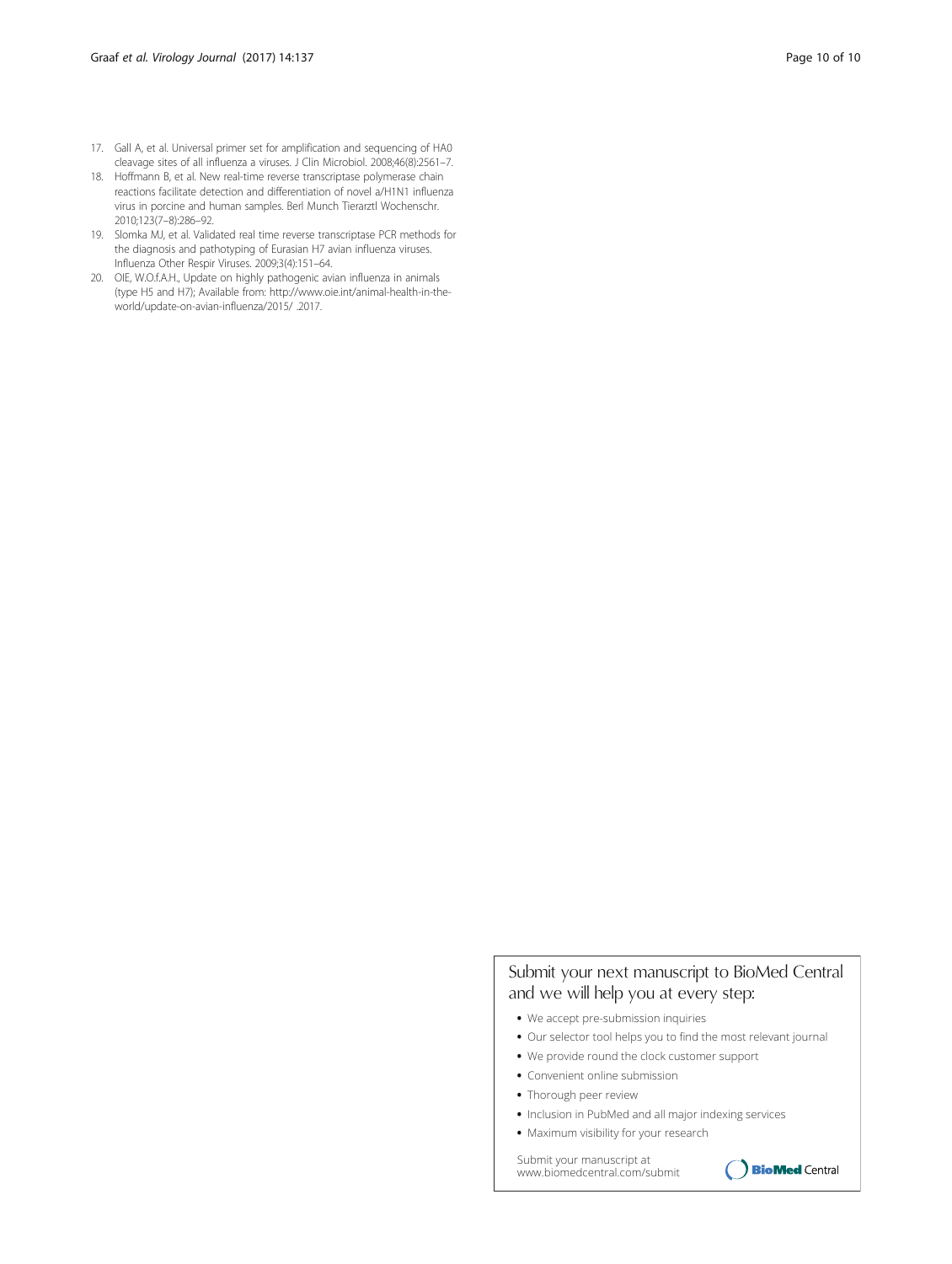17. Gall A, et al. Universal primer set for amplification and sequencing of HA0 cleavage sites of all influenza a viruses. J Clin Microbiol. 2008;46(8):2561–7.
18. Hoffmann B, et al. New real-time reverse transcriptase polymerase chain reactions facilitate detection and differentiation of novel a/H1N1 influenza virus in porcine and human samples. Berl Munch Tierarztl Wochenschr. 2010;123(7–8):286–92.
19. Slomka MJ, et al. Validated real time reverse transcriptase PCR methods for the diagnosis and pathotyping of Eurasian H7 avian influenza viruses. Influenza Other Respir Viruses. 2009;3(4):151–64.
20. OIE, W.O.f.A.H., Update on highly pathogenic avian influenza in animals (type H5 and H7); Available from: http://www.oie.int/animal-health-in-the-world/update-on-avian-influenza/2015/ .2017.

Submit your next manuscript to BioMed Central and we will help you at every step:

- We accept pre-submission inquiries
- Our selector tool helps you to find the most relevant journal
- We provide round the clock customer support
- Convenient online submission
- Thorough peer review
- Inclusion in PubMed and all major indexing services
- Maximum visibility for your research

Submit your manuscript at www.biomedcentral.com/submit

BioMed Central